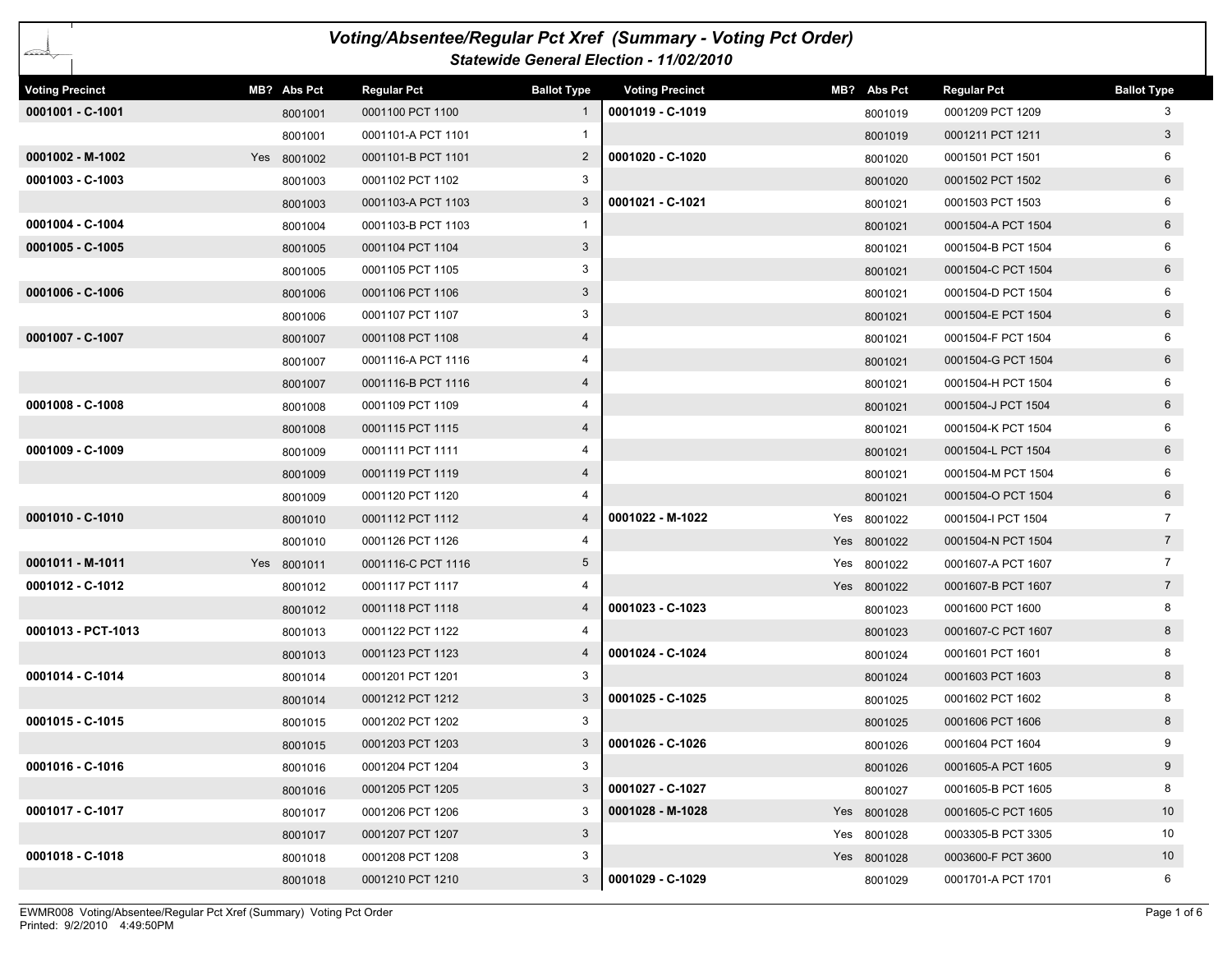# Voting/Absentee/Regular Pct Xref (Summary - Voting Pct Order)

## Statewide General Election - 11/02/2010

| Voting Precinct | MB? | Abs Pct | Regular Pct | Ballot Type |
|---|---|---|---|---|
| 0001001 - C-1001 | | 8001001 | 0001100 PCT 1100 | 1 |
| | | 8001001 | 0001101-A PCT 1101 | 1 |
| 0001002 - M-1002 | Yes | 8001002 | 0001101-B PCT 1101 | 2 |
| 0001003 - C-1003 | | 8001003 | 0001102 PCT 1102 | 3 |
| | | 8001003 | 0001103-A PCT 1103 | 3 |
| 0001004 - C-1004 | | 8001004 | 0001103-B PCT 1103 | 1 |
| 0001005 - C-1005 | | 8001005 | 0001104 PCT 1104 | 3 |
| | | 8001005 | 0001105 PCT 1105 | 3 |
| 0001006 - C-1006 | | 8001006 | 0001106 PCT 1106 | 3 |
| | | 8001006 | 0001107 PCT 1107 | 3 |
| 0001007 - C-1007 | | 8001007 | 0001108 PCT 1108 | 4 |
| | | 8001007 | 0001116-A PCT 1116 | 4 |
| | | 8001007 | 0001116-B PCT 1116 | 4 |
| 0001008 - C-1008 | | 8001008 | 0001109 PCT 1109 | 4 |
| | | 8001008 | 0001115 PCT 1115 | 4 |
| 0001009 - C-1009 | | 8001009 | 0001111 PCT 1111 | 4 |
| | | 8001009 | 0001119 PCT 1119 | 4 |
| | | 8001009 | 0001120 PCT 1120 | 4 |
| 0001010 - C-1010 | | 8001010 | 0001112 PCT 1112 | 4 |
| | | 8001010 | 0001126 PCT 1126 | 4 |
| 0001011 - M-1011 | Yes | 8001011 | 0001116-C PCT 1116 | 5 |
| 0001012 - C-1012 | | 8001012 | 0001117 PCT 1117 | 4 |
| | | 8001012 | 0001118 PCT 1118 | 4 |
| 0001013 - PCT-1013 | | 8001013 | 0001122 PCT 1122 | 4 |
| | | 8001013 | 0001123 PCT 1123 | 4 |
| 0001014 - C-1014 | | 8001014 | 0001201 PCT 1201 | 3 |
| | | 8001014 | 0001212 PCT 1212 | 3 |
| 0001015 - C-1015 | | 8001015 | 0001202 PCT 1202 | 3 |
| | | 8001015 | 0001203 PCT 1203 | 3 |
| 0001016 - C-1016 | | 8001016 | 0001204 PCT 1204 | 3 |
| | | 8001016 | 0001205 PCT 1205 | 3 |
| 0001017 - C-1017 | | 8001017 | 0001206 PCT 1206 | 3 |
| | | 8001017 | 0001207 PCT 1207 | 3 |
| 0001018 - C-1018 | | 8001018 | 0001208 PCT 1208 | 3 |
| | | 8001018 | 0001210 PCT 1210 | 3 |
| 0001019 - C-1019 | | 8001019 | 0001209 PCT 1209 | 3 |
| | | 8001019 | 0001211 PCT 1211 | 3 |
| 0001020 - C-1020 | | 8001020 | 0001501 PCT 1501 | 6 |
| | | 8001020 | 0001502 PCT 1502 | 6 |
| 0001021 - C-1021 | | 8001021 | 0001503 PCT 1503 | 6 |
| | | 8001021 | 0001504-A PCT 1504 | 6 |
| | | 8001021 | 0001504-B PCT 1504 | 6 |
| | | 8001021 | 0001504-C PCT 1504 | 6 |
| | | 8001021 | 0001504-D PCT 1504 | 6 |
| | | 8001021 | 0001504-E PCT 1504 | 6 |
| | | 8001021 | 0001504-F PCT 1504 | 6 |
| | | 8001021 | 0001504-G PCT 1504 | 6 |
| | | 8001021 | 0001504-H PCT 1504 | 6 |
| | | 8001021 | 0001504-J PCT 1504 | 6 |
| | | 8001021 | 0001504-K PCT 1504 | 6 |
| | | 8001021 | 0001504-L PCT 1504 | 6 |
| | | 8001021 | 0001504-M PCT 1504 | 6 |
| | | 8001021 | 0001504-O PCT 1504 | 6 |
| 0001022 - M-1022 | Yes | 8001022 | 0001504-I PCT 1504 | 7 |
| | Yes | 8001022 | 0001504-N PCT 1504 | 7 |
| | Yes | 8001022 | 0001607-A PCT 1607 | 7 |
| | Yes | 8001022 | 0001607-B PCT 1607 | 7 |
| 0001023 - C-1023 | | 8001023 | 0001600 PCT 1600 | 8 |
| | | 8001023 | 0001607-C PCT 1607 | 8 |
| 0001024 - C-1024 | | 8001024 | 0001601 PCT 1601 | 8 |
| | | 8001024 | 0001603 PCT 1603 | 8 |
| 0001025 - C-1025 | | 8001025 | 0001602 PCT 1602 | 8 |
| | | 8001025 | 0001606 PCT 1606 | 8 |
| 0001026 - C-1026 | | 8001026 | 0001604 PCT 1604 | 9 |
| | | 8001026 | 0001605-A PCT 1605 | 9 |
| 0001027 - C-1027 | | 8001027 | 0001605-B PCT 1605 | 8 |
| 0001028 - M-1028 | Yes | 8001028 | 0001605-C PCT 1605 | 10 |
| | Yes | 8001028 | 0003305-B PCT 3305 | 10 |
| | Yes | 8001028 | 0003600-F PCT 3600 | 10 |
| 0001029 - C-1029 | | 8001029 | 0001701-A PCT 1701 | 6 |

EWMR008 Voting/Absentee/Regular Pct Xref (Summary) Voting Pct Order
Printed: 9/2/2010 4:49:50PM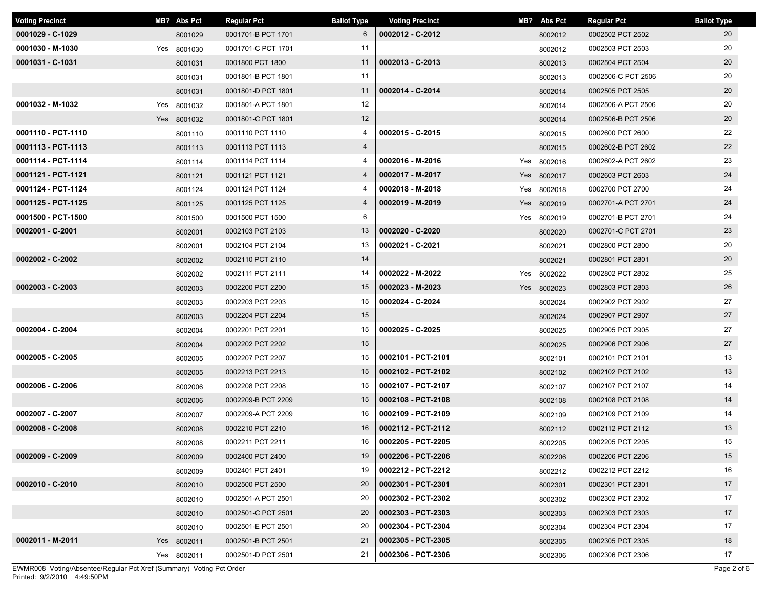| Voting Precinct | MB? | Abs Pct | Regular Pct | Ballot Type |
|---|---|---|---|---|
| **0001029 - C-1029** | | 8001029 | 0001701-B PCT 1701 | 6 |
| **0001030 - M-1030** | Yes | 8001030 | 0001701-C PCT 1701 | 11 |
| **0001031 - C-1031** | | 8001031 | 0001800 PCT 1800 | 11 |
| | | 8001031 | 0001801-B PCT 1801 | 11 |
| | | 8001031 | 0001801-D PCT 1801 | 11 |
| **0001032 - M-1032** | Yes | 8001032 | 0001801-A PCT 1801 | 12 |
| | Yes | 8001032 | 0001801-C PCT 1801 | 12 |
| **0001110 - PCT-1110** | | 8001110 | 0001110 PCT 1110 | 4 |
| **0001113 - PCT-1113** | | 8001113 | 0001113 PCT 1113 | 4 |
| **0001114 - PCT-1114** | | 8001114 | 0001114 PCT 1114 | 4 |
| **0001121 - PCT-1121** | | 8001121 | 0001121 PCT 1121 | 4 |
| **0001124 - PCT-1124** | | 8001124 | 0001124 PCT 1124 | 4 |
| **0001125 - PCT-1125** | | 8001125 | 0001125 PCT 1125 | 4 |
| **0001500 - PCT-1500** | | 8001500 | 0001500 PCT 1500 | 6 |
| **0002001 - C-2001** | | 8002001 | 0002103 PCT 2103 | 13 |
| | | 8002001 | 0002104 PCT 2104 | 13 |
| **0002002 - C-2002** | | 8002002 | 0002110 PCT 2110 | 14 |
| | | 8002002 | 0002111 PCT 2111 | 14 |
| **0002003 - C-2003** | | 8002003 | 0002200 PCT 2200 | 15 |
| | | 8002003 | 0002203 PCT 2203 | 15 |
| | | 8002003 | 0002204 PCT 2204 | 15 |
| **0002004 - C-2004** | | 8002004 | 0002201 PCT 2201 | 15 |
| | | 8002004 | 0002202 PCT 2202 | 15 |
| **0002005 - C-2005** | | 8002005 | 0002207 PCT 2207 | 15 |
| | | 8002005 | 0002213 PCT 2213 | 15 |
| **0002006 - C-2006** | | 8002006 | 0002208 PCT 2208 | 15 |
| | | 8002006 | 0002209-B PCT 2209 | 15 |
| **0002007 - C-2007** | | 8002007 | 0002209-A PCT 2209 | 16 |
| **0002008 - C-2008** | | 8002008 | 0002210 PCT 2210 | 16 |
| | | 8002008 | 0002211 PCT 2211 | 16 |
| **0002009 - C-2009** | | 8002009 | 0002400 PCT 2400 | 19 |
| | | 8002009 | 0002401 PCT 2401 | 19 |
| **0002010 - C-2010** | | 8002010 | 0002500 PCT 2500 | 20 |
| | | 8002010 | 0002501-A PCT 2501 | 20 |
| | | 8002010 | 0002501-C PCT 2501 | 20 |
| | | 8002010 | 0002501-E PCT 2501 | 20 |
| **0002011 - M-2011** | Yes | 8002011 | 0002501-B PCT 2501 | 21 |
| | Yes | 8002011 | 0002501-D PCT 2501 | 21 |
| **0002012 - C-2012** | | 8002012 | 0002502 PCT 2502 | 20 |
| | | 8002012 | 0002503 PCT 2503 | 20 |
| **0002013 - C-2013** | | 8002013 | 0002504 PCT 2504 | 20 |
| | | 8002013 | 0002506-C PCT 2506 | 20 |
| **0002014 - C-2014** | | 8002014 | 0002505 PCT 2505 | 20 |
| | | 8002014 | 0002506-A PCT 2506 | 20 |
| | | 8002014 | 0002506-B PCT 2506 | 20 |
| **0002015 - C-2015** | | 8002015 | 0002600 PCT 2600 | 22 |
| | | 8002015 | 0002602-B PCT 2602 | 22 |
| **0002016 - M-2016** | Yes | 8002016 | 0002602-A PCT 2602 | 23 |
| **0002017 - M-2017** | Yes | 8002017 | 0002603 PCT 2603 | 24 |
| **0002018 - M-2018** | Yes | 8002018 | 0002700 PCT 2700 | 24 |
| **0002019 - M-2019** | Yes | 8002019 | 0002701-A PCT 2701 | 24 |
| | Yes | 8002019 | 0002701-B PCT 2701 | 24 |
| **0002020 - C-2020** | | 8002020 | 0002701-C PCT 2701 | 23 |
| **0002021 - C-2021** | | 8002021 | 0002800 PCT 2800 | 20 |
| | | 8002021 | 0002801 PCT 2801 | 20 |
| **0002022 - M-2022** | Yes | 8002022 | 0002802 PCT 2802 | 25 |
| **0002023 - M-2023** | Yes | 8002023 | 0002803 PCT 2803 | 26 |
| **0002024 - C-2024** | | 8002024 | 0002902 PCT 2902 | 27 |
| | | 8002024 | 0002907 PCT 2907 | 27 |
| **0002025 - C-2025** | | 8002025 | 0002905 PCT 2905 | 27 |
| | | 8002025 | 0002906 PCT 2906 | 27 |
| **0002101 - PCT-2101** | | 8002101 | 0002101 PCT 2101 | 13 |
| **0002102 - PCT-2102** | | 8002102 | 0002102 PCT 2102 | 13 |
| **0002107 - PCT-2107** | | 8002107 | 0002107 PCT 2107 | 14 |
| **0002108 - PCT-2108** | | 8002108 | 0002108 PCT 2108 | 14 |
| **0002109 - PCT-2109** | | 8002109 | 0002109 PCT 2109 | 14 |
| **0002112 - PCT-2112** | | 8002112 | 0002112 PCT 2112 | 13 |
| **0002205 - PCT-2205** | | 8002205 | 0002205 PCT 2205 | 15 |
| **0002206 - PCT-2206** | | 8002206 | 0002206 PCT 2206 | 15 |
| **0002212 - PCT-2212** | | 8002212 | 0002212 PCT 2212 | 16 |
| **0002301 - PCT-2301** | | 8002301 | 0002301 PCT 2301 | 17 |
| **0002302 - PCT-2302** | | 8002302 | 0002302 PCT 2302 | 17 |
| **0002303 - PCT-2303** | | 8002303 | 0002303 PCT 2303 | 17 |
| **0002304 - PCT-2304** | | 8002304 | 0002304 PCT 2304 | 17 |
| **0002305 - PCT-2305** | | 8002305 | 0002305 PCT 2305 | 18 |
| **0002306 - PCT-2306** | | 8002306 | 0002306 PCT 2306 | 17 |

EWMR008 Voting/Absentee/Regular Pct Xref (Summary) Voting Pct Order
Printed: 9/2/2010 4:49:50PM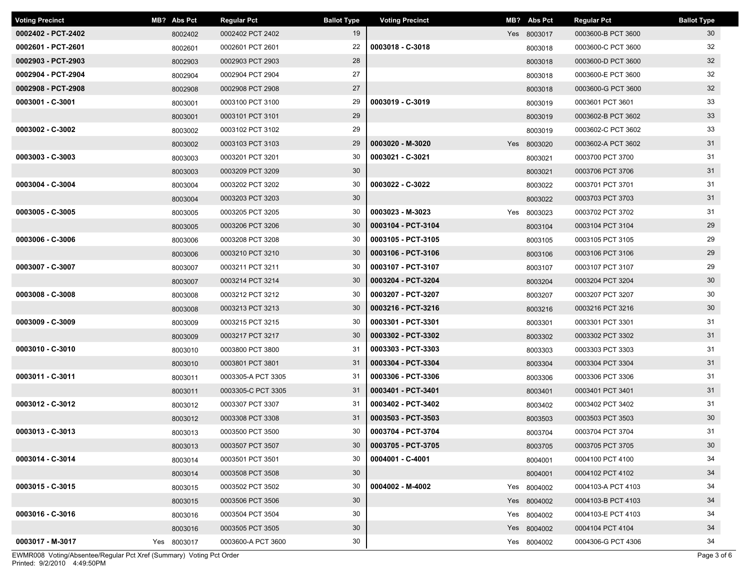| Voting Precinct | MB? | Abs Pct | Regular Pct | Ballot Type |
|---|---|---|---|---|
| 0002402 - PCT-2402 | | 8002402 | 0002402 PCT 2402 | 19 |
| 0002601 - PCT-2601 | | 8002601 | 0002601 PCT 2601 | 22 |
| 0002903 - PCT-2903 | | 8002903 | 0002903 PCT 2903 | 28 |
| 0002904 - PCT-2904 | | 8002904 | 0002904 PCT 2904 | 27 |
| 0002908 - PCT-2908 | | 8002908 | 0002908 PCT 2908 | 27 |
| 0003001 - C-3001 | | 8003001 | 0003100 PCT 3100 | 29 |
| | | 8003001 | 0003101 PCT 3101 | 29 |
| 0003002 - C-3002 | | 8003002 | 0003102 PCT 3102 | 29 |
| | | 8003002 | 0003103 PCT 3103 | 29 |
| 0003003 - C-3003 | | 8003003 | 0003201 PCT 3201 | 30 |
| | | 8003003 | 0003209 PCT 3209 | 30 |
| 0003004 - C-3004 | | 8003004 | 0003202 PCT 3202 | 30 |
| | | 8003004 | 0003203 PCT 3203 | 30 |
| 0003005 - C-3005 | | 8003005 | 0003205 PCT 3205 | 30 |
| | | 8003005 | 0003206 PCT 3206 | 30 |
| 0003006 - C-3006 | | 8003006 | 0003208 PCT 3208 | 30 |
| | | 8003006 | 0003210 PCT 3210 | 30 |
| 0003007 - C-3007 | | 8003007 | 0003211 PCT 3211 | 30 |
| | | 8003007 | 0003214 PCT 3214 | 30 |
| 0003008 - C-3008 | | 8003008 | 0003212 PCT 3212 | 30 |
| | | 8003008 | 0003213 PCT 3213 | 30 |
| 0003009 - C-3009 | | 8003009 | 0003215 PCT 3215 | 30 |
| | | 8003009 | 0003217 PCT 3217 | 30 |
| 0003010 - C-3010 | | 8003010 | 0003800 PCT 3800 | 31 |
| | | 8003010 | 0003801 PCT 3801 | 31 |
| 0003011 - C-3011 | | 8003011 | 0003305-A PCT 3305 | 31 |
| | | 8003011 | 0003305-C PCT 3305 | 31 |
| 0003012 - C-3012 | | 8003012 | 0003307 PCT 3307 | 31 |
| | | 8003012 | 0003308 PCT 3308 | 31 |
| 0003013 - C-3013 | | 8003013 | 0003500 PCT 3500 | 30 |
| | | 8003013 | 0003507 PCT 3507 | 30 |
| 0003014 - C-3014 | | 8003014 | 0003501 PCT 3501 | 30 |
| | | 8003014 | 0003508 PCT 3508 | 30 |
| 0003015 - C-3015 | | 8003015 | 0003502 PCT 3502 | 30 |
| | | 8003015 | 0003506 PCT 3506 | 30 |
| 0003016 - C-3016 | | 8003016 | 0003504 PCT 3504 | 30 |
| | | 8003016 | 0003505 PCT 3505 | 30 |
| 0003017 - M-3017 | Yes | 8003017 | 0003600-A PCT 3600 | 30 |
| | Yes | 8003017 | 0003600-B PCT 3600 | 30 |
| 0003018 - C-3018 | | 8003018 | 0003600-C PCT 3600 | 32 |
| | | 8003018 | 0003600-D PCT 3600 | 32 |
| | | 8003018 | 0003600-E PCT 3600 | 32 |
| | | 8003018 | 0003600-G PCT 3600 | 32 |
| 0003019 - C-3019 | | 8003019 | 0003601 PCT 3601 | 33 |
| | | 8003019 | 0003602-B PCT 3602 | 33 |
| | | 8003019 | 0003602-C PCT 3602 | 33 |
| 0003020 - M-3020 | Yes | 8003020 | 0003602-A PCT 3602 | 31 |
| 0003021 - C-3021 | | 8003021 | 0003700 PCT 3700 | 31 |
| | | 8003021 | 0003706 PCT 3706 | 31 |
| 0003022 - C-3022 | | 8003022 | 0003701 PCT 3701 | 31 |
| | | 8003022 | 0003703 PCT 3703 | 31 |
| 0003023 - M-3023 | Yes | 8003023 | 0003702 PCT 3702 | 31 |
| 0003104 - PCT-3104 | | 8003104 | 0003104 PCT 3104 | 29 |
| 0003105 - PCT-3105 | | 8003105 | 0003105 PCT 3105 | 29 |
| 0003106 - PCT-3106 | | 8003106 | 0003106 PCT 3106 | 29 |
| 0003107 - PCT-3107 | | 8003107 | 0003107 PCT 3107 | 29 |
| 0003204 - PCT-3204 | | 8003204 | 0003204 PCT 3204 | 30 |
| 0003207 - PCT-3207 | | 8003207 | 0003207 PCT 3207 | 30 |
| 0003216 - PCT-3216 | | 8003216 | 0003216 PCT 3216 | 30 |
| 0003301 - PCT-3301 | | 8003301 | 0003301 PCT 3301 | 31 |
| 0003302 - PCT-3302 | | 8003302 | 0003302 PCT 3302 | 31 |
| 0003303 - PCT-3303 | | 8003303 | 0003303 PCT 3303 | 31 |
| 0003304 - PCT-3304 | | 8003304 | 0003304 PCT 3304 | 31 |
| 0003306 - PCT-3306 | | 8003306 | 0003306 PCT 3306 | 31 |
| 0003401 - PCT-3401 | | 8003401 | 0003401 PCT 3401 | 31 |
| 0003402 - PCT-3402 | | 8003402 | 0003402 PCT 3402 | 31 |
| 0003503 - PCT-3503 | | 8003503 | 0003503 PCT 3503 | 30 |
| 0003704 - PCT-3704 | | 8003704 | 0003704 PCT 3704 | 31 |
| 0003705 - PCT-3705 | | 8003705 | 0003705 PCT 3705 | 30 |
| 0004001 - C-4001 | | 8004001 | 0004100 PCT 4100 | 34 |
| | | 8004001 | 0004102 PCT 4102 | 34 |
| 0004002 - M-4002 | Yes | 8004002 | 0004103-A PCT 4103 | 34 |
| | Yes | 8004002 | 0004103-B PCT 4103 | 34 |
| | Yes | 8004002 | 0004103-E PCT 4103 | 34 |
| | Yes | 8004002 | 0004104 PCT 4104 | 34 |
| | Yes | 8004002 | 0004306-G PCT 4306 | 34 |

EWMR008 Voting/Absentee/Regular Pct Xref (Summary) Voting Pct Order
Printed: 9/2/2010 4:49:50PM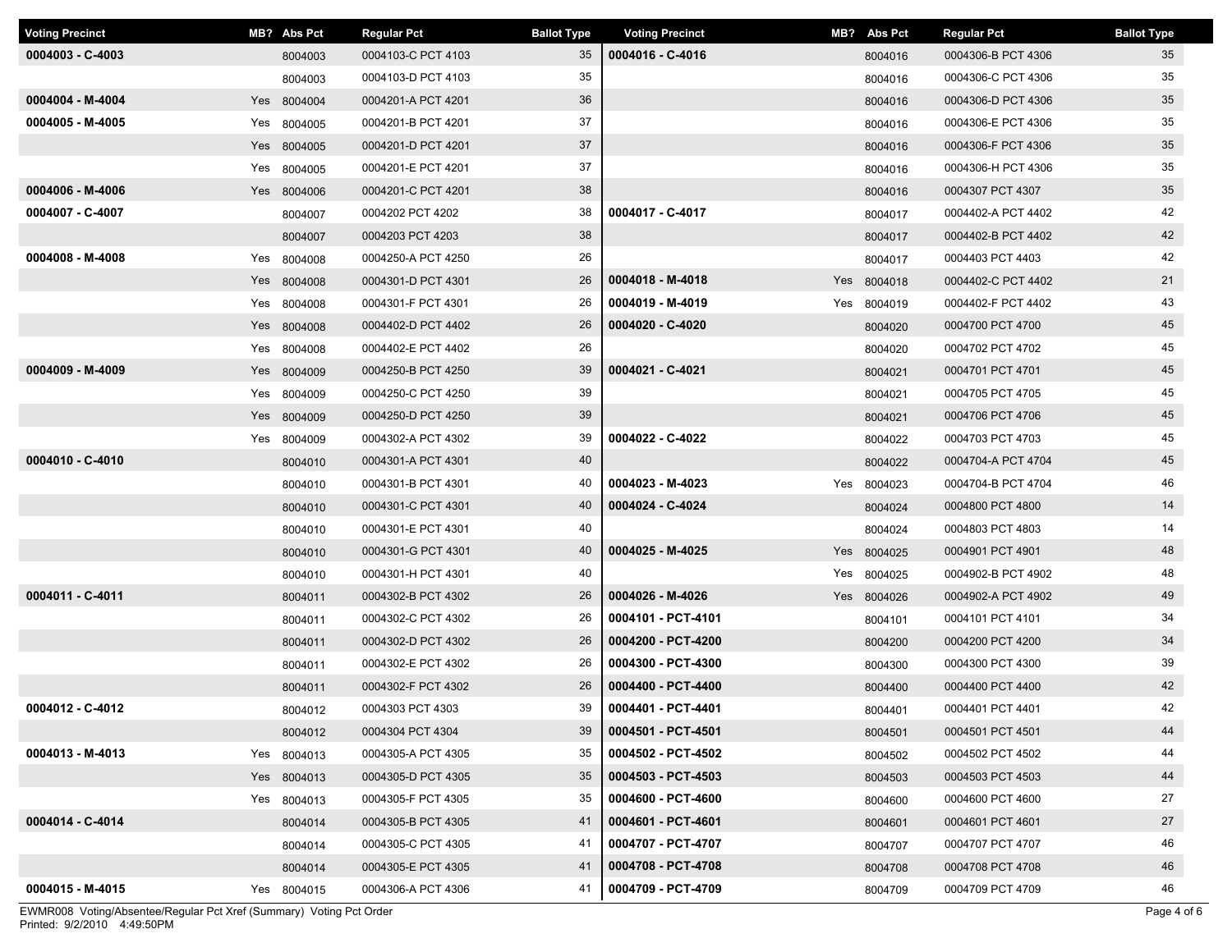| Voting Precinct | MB? | Abs Pct | Regular Pct | Ballot Type |
|---|---|---|---|---|
| **0004003 - C-4003** | | 8004003 | 0004103-C PCT 4103 | 35 |
| | | 8004003 | 0004103-D PCT 4103 | 35 |
| **0004004 - M-4004** | Yes | 8004004 | 0004201-A PCT 4201 | 36 |
| **0004005 - M-4005** | Yes | 8004005 | 0004201-B PCT 4201 | 37 |
| | Yes | 8004005 | 0004201-D PCT 4201 | 37 |
| | Yes | 8004005 | 0004201-E PCT 4201 | 37 |
| **0004006 - M-4006** | Yes | 8004006 | 0004201-C PCT 4201 | 38 |
| **0004007 - C-4007** | | 8004007 | 0004202 PCT 4202 | 38 |
| | | 8004007 | 0004203 PCT 4203 | 38 |
| **0004008 - M-4008** | Yes | 8004008 | 0004250-A PCT 4250 | 26 |
| | Yes | 8004008 | 0004301-D PCT 4301 | 26 |
| | Yes | 8004008 | 0004301-F PCT 4301 | 26 |
| | Yes | 8004008 | 0004402-D PCT 4402 | 26 |
| | Yes | 8004008 | 0004402-E PCT 4402 | 26 |
| **0004009 - M-4009** | Yes | 8004009 | 0004250-B PCT 4250 | 39 |
| | Yes | 8004009 | 0004250-C PCT 4250 | 39 |
| | Yes | 8004009 | 0004250-D PCT 4250 | 39 |
| | Yes | 8004009 | 0004302-A PCT 4302 | 39 |
| **0004010 - C-4010** | | 8004010 | 0004301-A PCT 4301 | 40 |
| | | 8004010 | 0004301-B PCT 4301 | 40 |
| | | 8004010 | 0004301-C PCT 4301 | 40 |
| | | 8004010 | 0004301-E PCT 4301 | 40 |
| | | 8004010 | 0004301-G PCT 4301 | 40 |
| | | 8004010 | 0004301-H PCT 4301 | 40 |
| **0004011 - C-4011** | | 8004011 | 0004302-B PCT 4302 | 26 |
| | | 8004011 | 0004302-C PCT 4302 | 26 |
| | | 8004011 | 0004302-D PCT 4302 | 26 |
| | | 8004011 | 0004302-E PCT 4302 | 26 |
| | | 8004011 | 0004302-F PCT 4302 | 26 |
| **0004012 - C-4012** | | 8004012 | 0004303 PCT 4303 | 39 |
| | | 8004012 | 0004304 PCT 4304 | 39 |
| **0004013 - M-4013** | Yes | 8004013 | 0004305-A PCT 4305 | 35 |
| | Yes | 8004013 | 0004305-D PCT 4305 | 35 |
| | Yes | 8004013 | 0004305-F PCT 4305 | 35 |
| **0004014 - C-4014** | | 8004014 | 0004305-B PCT 4305 | 41 |
| | | 8004014 | 0004305-C PCT 4305 | 41 |
| | | 8004014 | 0004305-E PCT 4305 | 41 |
| **0004015 - M-4015** | Yes | 8004015 | 0004306-A PCT 4306 | 41 |
| **0004016 - C-4016** | | 8004016 | 0004306-B PCT 4306 | 35 |
| | | 8004016 | 0004306-C PCT 4306 | 35 |
| | | 8004016 | 0004306-D PCT 4306 | 35 |
| | | 8004016 | 0004306-E PCT 4306 | 35 |
| | | 8004016 | 0004306-F PCT 4306 | 35 |
| | | 8004016 | 0004306-H PCT 4306 | 35 |
| | | 8004016 | 0004307 PCT 4307 | 35 |
| **0004017 - C-4017** | | 8004017 | 0004402-A PCT 4402 | 42 |
| | | 8004017 | 0004402-B PCT 4402 | 42 |
| | | 8004017 | 0004403 PCT 4403 | 42 |
| **0004018 - M-4018** | Yes | 8004018 | 0004402-C PCT 4402 | 21 |
| **0004019 - M-4019** | Yes | 8004019 | 0004402-F PCT 4402 | 43 |
| **0004020 - C-4020** | | 8004020 | 0004700 PCT 4700 | 45 |
| | | 8004020 | 0004702 PCT 4702 | 45 |
| **0004021 - C-4021** | | 8004021 | 0004701 PCT 4701 | 45 |
| | | 8004021 | 0004705 PCT 4705 | 45 |
| | | 8004021 | 0004706 PCT 4706 | 45 |
| **0004022 - C-4022** | | 8004022 | 0004703 PCT 4703 | 45 |
| | | 8004022 | 0004704-A PCT 4704 | 45 |
| **0004023 - M-4023** | Yes | 8004023 | 0004704-B PCT 4704 | 46 |
| **0004024 - C-4024** | | 8004024 | 0004800 PCT 4800 | 14 |
| | | 8004024 | 0004803 PCT 4803 | 14 |
| **0004025 - M-4025** | Yes | 8004025 | 0004901 PCT 4901 | 48 |
| | Yes | 8004025 | 0004902-B PCT 4902 | 48 |
| **0004026 - M-4026** | Yes | 8004026 | 0004902-A PCT 4902 | 49 |
| **0004101 - PCT-4101** | | 8004101 | 0004101 PCT 4101 | 34 |
| **0004200 - PCT-4200** | | 8004200 | 0004200 PCT 4200 | 34 |
| **0004300 - PCT-4300** | | 8004300 | 0004300 PCT 4300 | 39 |
| **0004400 - PCT-4400** | | 8004400 | 0004400 PCT 4400 | 42 |
| **0004401 - PCT-4401** | | 8004401 | 0004401 PCT 4401 | 42 |
| **0004501 - PCT-4501** | | 8004501 | 0004501 PCT 4501 | 44 |
| **0004502 - PCT-4502** | | 8004502 | 0004502 PCT 4502 | 44 |
| **0004503 - PCT-4503** | | 8004503 | 0004503 PCT 4503 | 44 |
| **0004600 - PCT-4600** | | 8004600 | 0004600 PCT 4600 | 27 |
| **0004601 - PCT-4601** | | 8004601 | 0004601 PCT 4601 | 27 |
| **0004707 - PCT-4707** | | 8004707 | 0004707 PCT 4707 | 46 |
| **0004708 - PCT-4708** | | 8004708 | 0004708 PCT 4708 | 46 |
| **0004709 - PCT-4709** | | 8004709 | 0004709 PCT 4709 | 46 |

EWMR008 Voting/Absentee/Regular Pct Xref (Summary) Voting Pct Order
Printed: 9/2/2010 4:49:50PM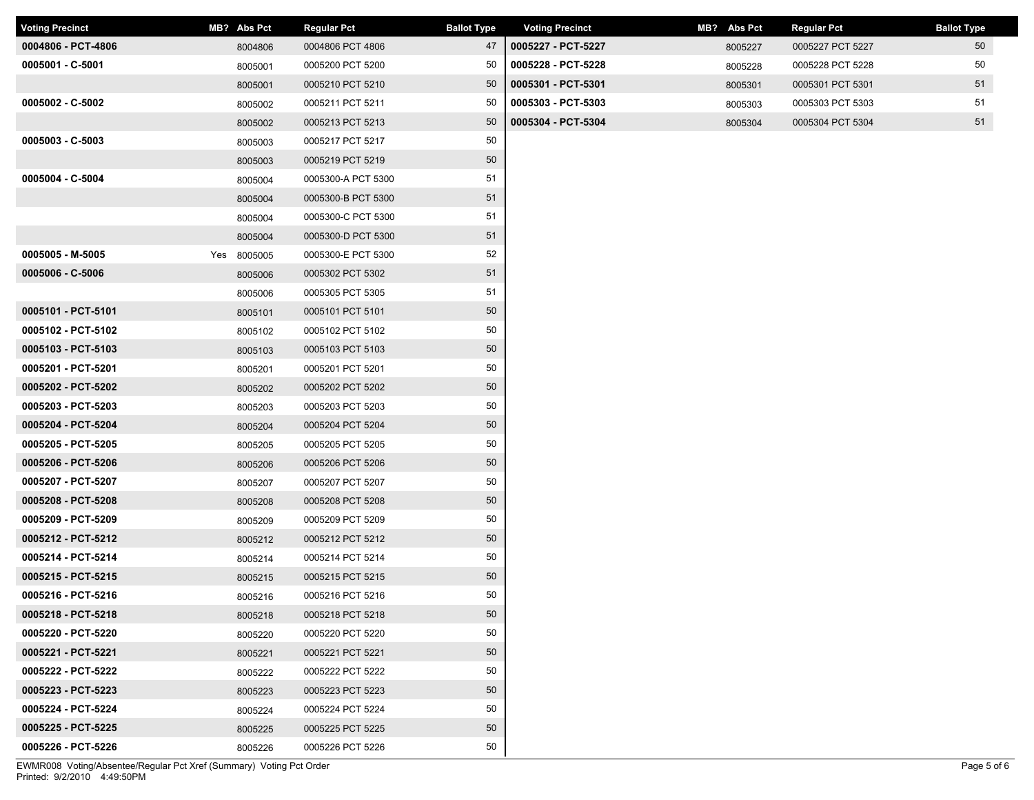| Voting Precinct | MB? | Abs Pct | Regular Pct | Ballot Type |
|---|---|---|---|---|
| **0004806 - PCT-4806** | | 8004806 | 0004806 PCT 4806 | 47 |
| **0005001 - C-5001** | | 8005001 | 0005200 PCT 5200 | 50 |
| | | 8005001 | 0005210 PCT 5210 | 50 |
| **0005002 - C-5002** | | 8005002 | 0005211 PCT 5211 | 50 |
| | | 8005002 | 0005213 PCT 5213 | 50 |
| **0005003 - C-5003** | | 8005003 | 0005217 PCT 5217 | 50 |
| | | 8005003 | 0005219 PCT 5219 | 50 |
| **0005004 - C-5004** | | 8005004 | 0005300-A PCT 5300 | 51 |
| | | 8005004 | 0005300-B PCT 5300 | 51 |
| | | 8005004 | 0005300-C PCT 5300 | 51 |
| | | 8005004 | 0005300-D PCT 5300 | 51 |
| **0005005 - M-5005** | Yes | 8005005 | 0005300-E PCT 5300 | 52 |
| **0005006 - C-5006** | | 8005006 | 0005302 PCT 5302 | 51 |
| | | 8005006 | 0005305 PCT 5305 | 51 |
| **0005101 - PCT-5101** | | 8005101 | 0005101 PCT 5101 | 50 |
| **0005102 - PCT-5102** | | 8005102 | 0005102 PCT 5102 | 50 |
| **0005103 - PCT-5103** | | 8005103 | 0005103 PCT 5103 | 50 |
| **0005201 - PCT-5201** | | 8005201 | 0005201 PCT 5201 | 50 |
| **0005202 - PCT-5202** | | 8005202 | 0005202 PCT 5202 | 50 |
| **0005203 - PCT-5203** | | 8005203 | 0005203 PCT 5203 | 50 |
| **0005204 - PCT-5204** | | 8005204 | 0005204 PCT 5204 | 50 |
| **0005205 - PCT-5205** | | 8005205 | 0005205 PCT 5205 | 50 |
| **0005206 - PCT-5206** | | 8005206 | 0005206 PCT 5206 | 50 |
| **0005207 - PCT-5207** | | 8005207 | 0005207 PCT 5207 | 50 |
| **0005208 - PCT-5208** | | 8005208 | 0005208 PCT 5208 | 50 |
| **0005209 - PCT-5209** | | 8005209 | 0005209 PCT 5209 | 50 |
| **0005212 - PCT-5212** | | 8005212 | 0005212 PCT 5212 | 50 |
| **0005214 - PCT-5214** | | 8005214 | 0005214 PCT 5214 | 50 |
| **0005215 - PCT-5215** | | 8005215 | 0005215 PCT 5215 | 50 |
| **0005216 - PCT-5216** | | 8005216 | 0005216 PCT 5216 | 50 |
| **0005218 - PCT-5218** | | 8005218 | 0005218 PCT 5218 | 50 |
| **0005220 - PCT-5220** | | 8005220 | 0005220 PCT 5220 | 50 |
| **0005221 - PCT-5221** | | 8005221 | 0005221 PCT 5221 | 50 |
| **0005222 - PCT-5222** | | 8005222 | 0005222 PCT 5222 | 50 |
| **0005223 - PCT-5223** | | 8005223 | 0005223 PCT 5223 | 50 |
| **0005224 - PCT-5224** | | 8005224 | 0005224 PCT 5224 | 50 |
| **0005225 - PCT-5225** | | 8005225 | 0005225 PCT 5225 | 50 |
| **0005226 - PCT-5226** | | 8005226 | 0005226 PCT 5226 | 50 |
| **0005227 - PCT-5227** | | 8005227 | 0005227 PCT 5227 | 50 |
| **0005228 - PCT-5228** | | 8005228 | 0005228 PCT 5228 | 50 |
| **0005301 - PCT-5301** | | 8005301 | 0005301 PCT 5301 | 51 |
| **0005303 - PCT-5303** | | 8005303 | 0005303 PCT 5303 | 51 |
| **0005304 - PCT-5304** | | 8005304 | 0005304 PCT 5304 | 51 |

EWMR008 Voting/Absentee/Regular Pct Xref (Summary) Voting Pct Order
Printed: 9/2/2010 4:49:50PM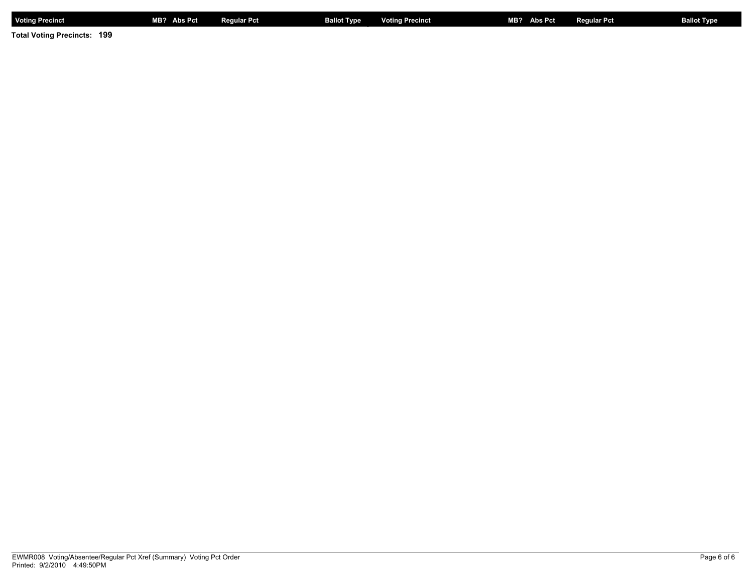| Voting Precinct | MB? | Abs Pct | Regular Pct | Ballot Type | Voting Precinct | MB? | Abs Pct | Regular Pct | Ballot Type |
|---|---|---|---|---|---|---|---|---|---|

**Total Voting Precincts: 199**